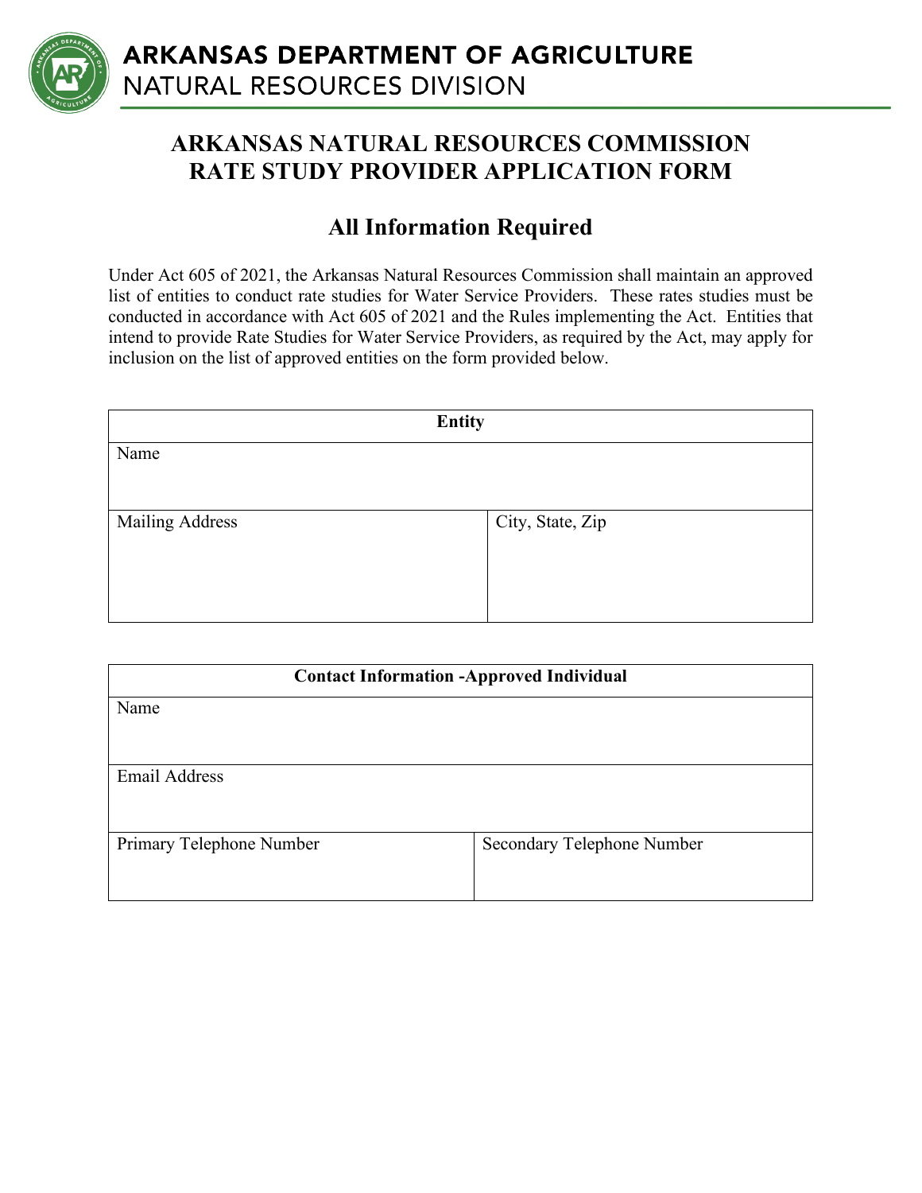ARKANSAS DEPARTMENT OF AGRICULTURE
NATURAL RESOURCES DIVISION

# ARKANSAS NATURAL RESOURCES COMMISSION RATE STUDY PROVIDER APPLICATION FORM

## All Information Required

Under Act 605 of 2021, the Arkansas Natural Resources Commission shall maintain an approved list of entities to conduct rate studies for Water Service Providers. These rates studies must be conducted in accordance with Act 605 of 2021 and the Rules implementing the Act. Entities that intend to provide Rate Studies for Water Service Providers, as required by the Act, may apply for inclusion on the list of approved entities on the form provided below.

| **Entity** | |
|---|---|
| Name | |
| Mailing Address | City, State, Zip |

| **Contact Information -Approved Individual** | |
|---|---|
| Name | |
| Email Address | |
| Primary Telephone Number | Secondary Telephone Number |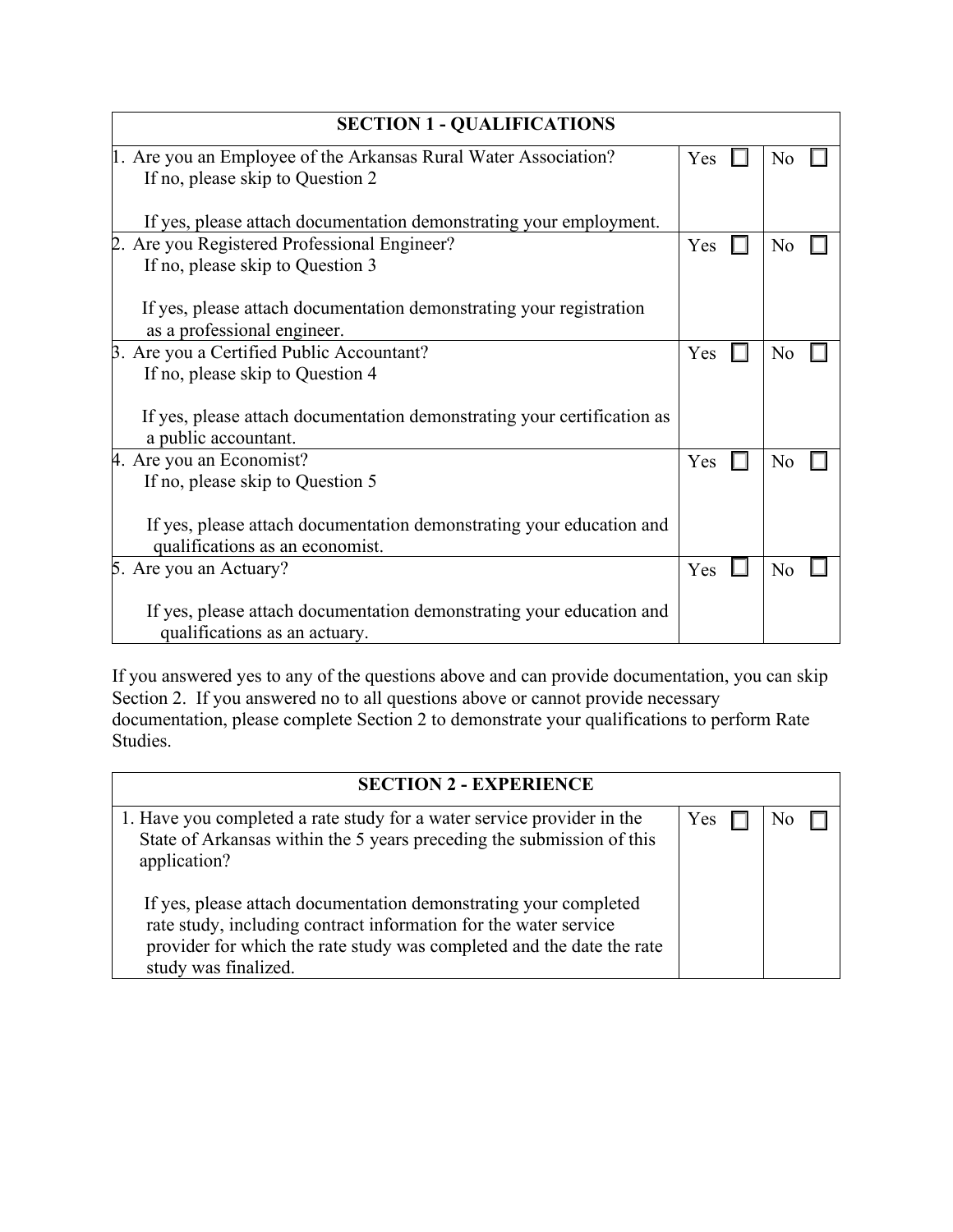| SECTION 1 - QUALIFICATIONS | | |
|---|---|---|
| 1. Are you an Employee of the Arkansas Rural Water Association?<br>If no, please skip to Question 2<br><br>If yes, please attach documentation demonstrating your employment. | Yes ☐ | No ☐ |
| 2. Are you Registered Professional Engineer?<br>If no, please skip to Question 3<br><br>If yes, please attach documentation demonstrating your registration as a professional engineer. | Yes ☐ | No ☐ |
| 3. Are you a Certified Public Accountant?<br>If no, please skip to Question 4<br><br>If yes, please attach documentation demonstrating your certification as a public accountant. | Yes ☐ | No ☐ |
| 4. Are you an Economist?<br>If no, please skip to Question 5<br><br>If yes, please attach documentation demonstrating your education and qualifications as an economist. | Yes ☐ | No ☐ |
| 5. Are you an Actuary?<br><br>If yes, please attach documentation demonstrating your education and qualifications as an actuary. | Yes ☐ | No ☐ |

If you answered yes to any of the questions above and can provide documentation, you can skip Section 2. If you answered no to all questions above or cannot provide necessary documentation, please complete Section 2 to demonstrate your qualifications to perform Rate Studies.

| SECTION 2 - EXPERIENCE | | |
|---|---|---|
| 1. Have you completed a rate study for a water service provider in the State of Arkansas within the 5 years preceding the submission of this application?<br><br>If yes, please attach documentation demonstrating your completed rate study, including contract information for the water service provider for which the rate study was completed and the date the rate study was finalized. | Yes ☐ | No ☐ |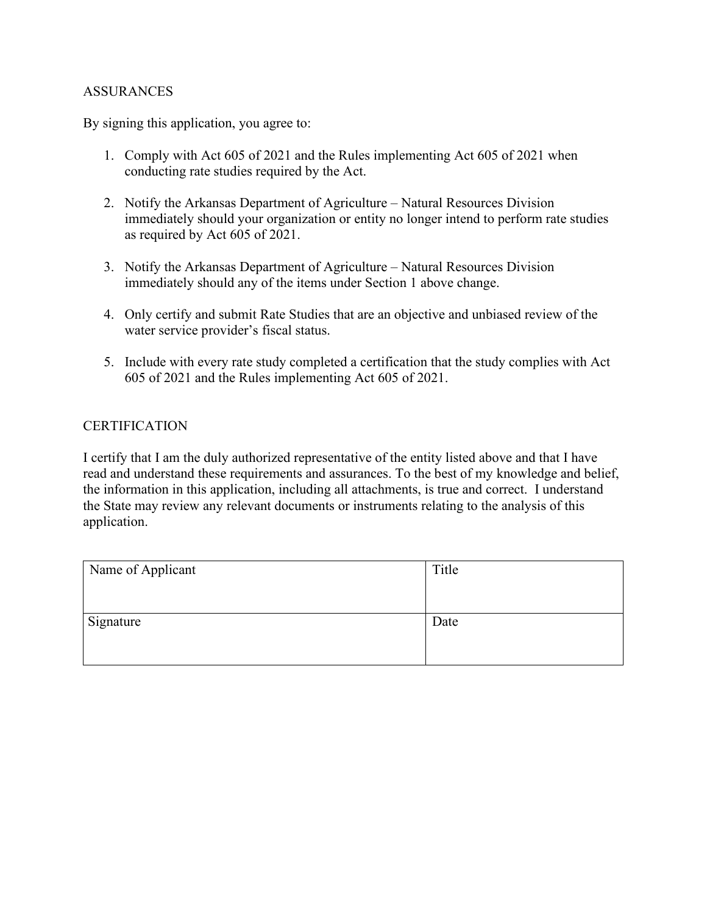## ASSURANCES

By signing this application, you agree to:

1. Comply with Act 605 of 2021 and the Rules implementing Act 605 of 2021 when conducting rate studies required by the Act.

2. Notify the Arkansas Department of Agriculture – Natural Resources Division immediately should your organization or entity no longer intend to perform rate studies as required by Act 605 of 2021.

3. Notify the Arkansas Department of Agriculture – Natural Resources Division immediately should any of the items under Section 1 above change.

4. Only certify and submit Rate Studies that are an objective and unbiased review of the water service provider's fiscal status.

5. Include with every rate study completed a certification that the study complies with Act 605 of 2021 and the Rules implementing Act 605 of 2021.

## CERTIFICATION

I certify that I am the duly authorized representative of the entity listed above and that I have read and understand these requirements and assurances. To the best of my knowledge and belief, the information in this application, including all attachments, is true and correct. I understand the State may review any relevant documents or instruments relating to the analysis of this application.

| | |
|---|---|
| Name of Applicant | Title |
| Signature | Date |